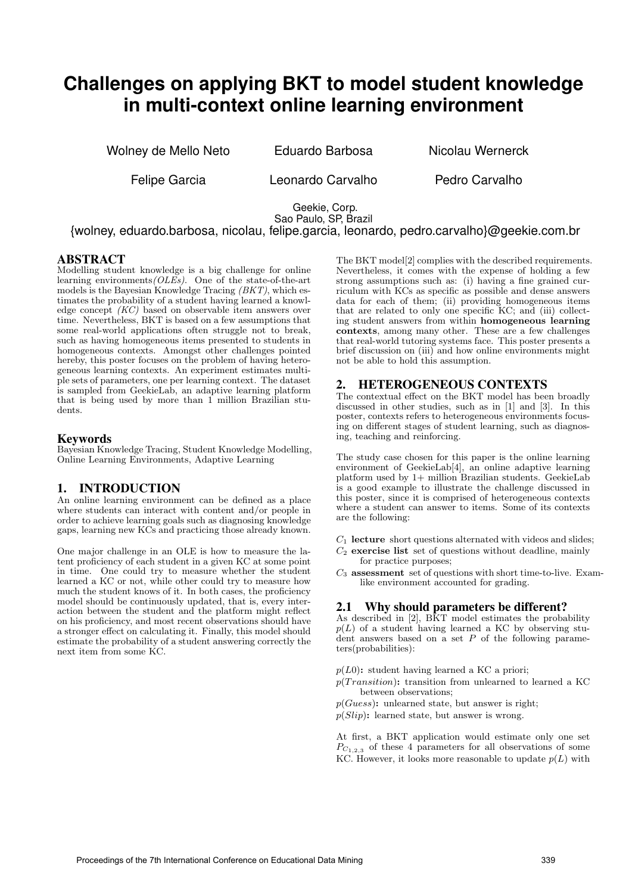# Challenges on applying BKT to model student knowledge in multi-context online learning environment

Wolney de Mello Neto, Eduardo Barbosa, Nicolau Wernerck, Felipe Garcia, Leonardo Carvalho, Pedro Carvalho

Geekie, Corp.
Sao Paulo, SP, Brazil
{wolney, eduardo.barbosa, nicolau, felipe.garcia, leonardo, pedro.carvalho}@geekie.com.br

## ABSTRACT

Modelling student knowledge is a big challenge for online learning environments *(OLEs)*. One of the state-of-the-art models is the Bayesian Knowledge Tracing *(BKT)*, which estimates the probability of a student having learned a knowledge concept *(KC)* based on observable item answers over time. Nevertheless, BKT is based on a few assumptions that some real-world applications often struggle not to break, such as having homogeneous items presented to students in homogeneous contexts. Amongst other challenges pointed hereby, this poster focuses on the problem of having heterogeneous learning contexts. An experiment estimates multiple sets of parameters, one per learning context. The dataset is sampled from GeekieLab, an adaptive learning platform that is being used by more than 1 million Brazilian students.

### Keywords

Bayesian Knowledge Tracing, Student Knowledge Modelling, Online Learning Environments, Adaptive Learning

## 1. INTRODUCTION

An online learning environment can be defined as a place where students can interact with content and/or people in order to achieve learning goals such as diagnosing knowledge gaps, learning new KCs and practicing those already known.

One major challenge in an OLE is how to measure the latent proficiency of each student in a given KC at some point in time. One could try to measure whether the student learned a KC or not, while other could try to measure how much the student knows of it. In both cases, the proficiency model should be continuously updated, that is, every interaction between the student and the platform might reflect on his proficiency, and most recent observations should have a stronger effect on calculating it. Finally, this model should estimate the probability of a student answering correctly the next item from some KC.

The BKT model[2] complies with the described requirements. Nevertheless, it comes with the expense of holding a few strong assumptions such as: (i) having a fine grained curriculum with KCs as specific as possible and dense answers data for each of them; (ii) providing homogeneous items that are related to only one specific KC; and (iii) collecting student answers from within **homogeneous learning contexts**, among many other. These are a few challenges that real-world tutoring systems face. This poster presents a brief discussion on (iii) and how online environments might not be able to hold this assumption.

## 2. HETEROGENEOUS CONTEXTS

The contextual effect on the BKT model has been broadly discussed in other studies, such as in [1] and [3]. In this poster, contexts refers to heterogeneous environments focusing on different stages of student learning, such as diagnosing, teaching and reinforcing.

The study case chosen for this paper is the online learning environment of GeekieLab[4], an online adaptive learning platform used by 1+ million Brazilian students. GeekieLab is a good example to illustrate the challenge discussed in this poster, since it is comprised of heterogeneous contexts where a student can answer to items. Some of its contexts are the following:

- $C_1$ **lecture** short questions alternated with videos and slides;
- $C_2$ **exercise list** set of questions without deadline, mainly for practice purposes;
- $C_3$ **assessment** set of questions with short time-to-live. Exam-like environment accounted for grading.

### 2.1 Why should parameters be different?

As described in [2], BKT model estimates the probability $p(L)$ of a student having learned a KC by observing student answers based on a set $P$ of the following parameters(probabilities):

- $p(L0)$**:** student having learned a KC a priori;
- $p(Transition)$**:** transition from unlearned to learned a KC between observations;
- $p(Guess)$**:** unlearned state, but answer is right;
- $p(Slip)$**:** learned state, but answer is wrong.

At first, a BKT application would estimate only one set $P_{C_{1,2,3}}$ of these 4 parameters for all observations of some KC. However, it looks more reasonable to update $p(L)$ with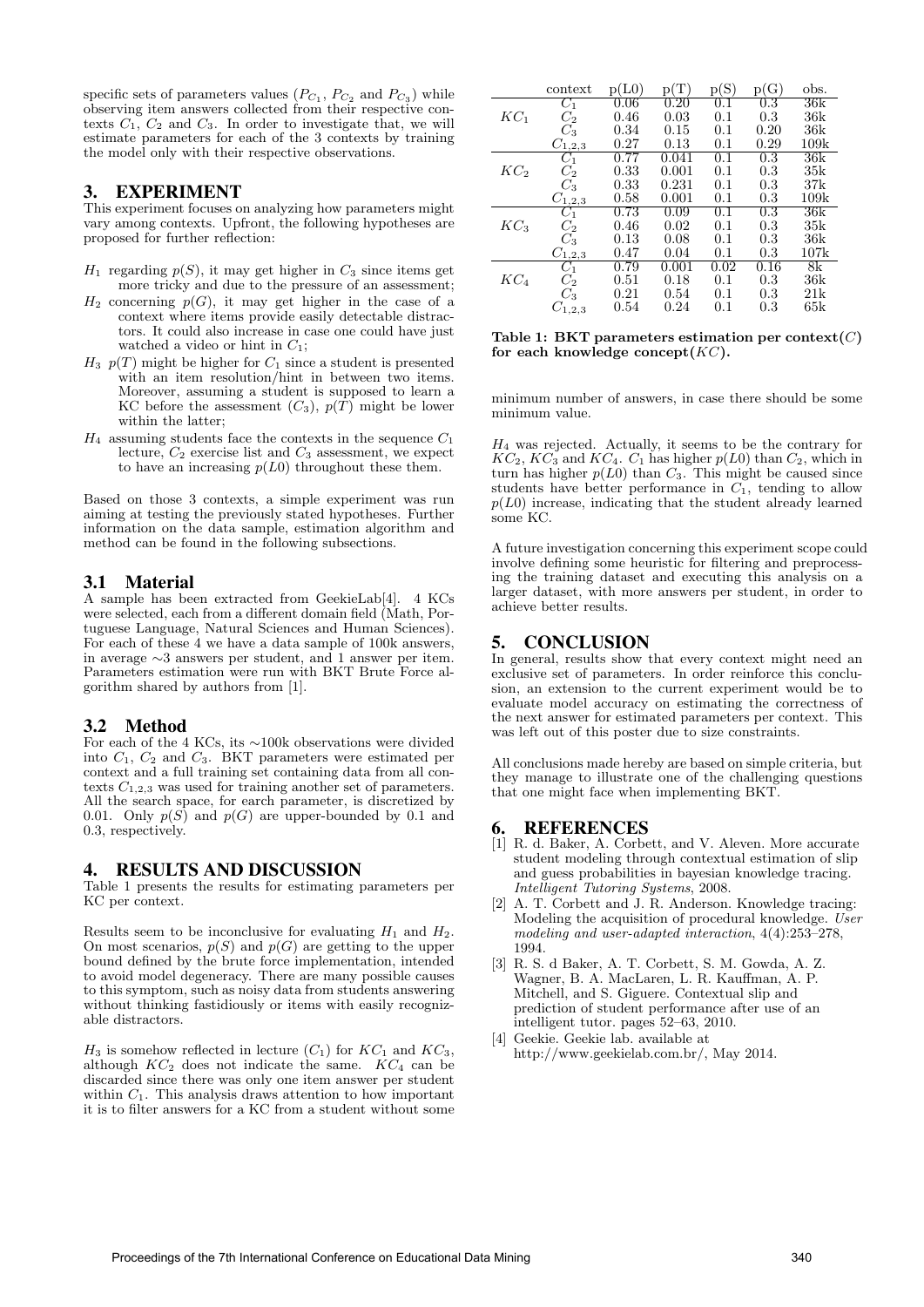specific sets of parameters values ($P_{C_1}$, $P_{C_2}$ and $P_{C_3}$) while observing item answers collected from their respective contexts $C_1$, $C_2$ and $C_3$. In order to investigate that, we will estimate parameters for each of the 3 contexts by training the model only with their respective observations.

# 3. EXPERIMENT

This experiment focuses on analyzing how parameters might vary among contexts. Upfront, the following hypotheses are proposed for further reflection:

- $H_1$ regarding $p(S)$, it may get higher in $C_3$ since items get more tricky and due to the pressure of an assessment;
- $H_2$ concerning $p(G)$, it may get higher in the case of a context where items provide easily detectable distractors. It could also increase in case one could have just watched a video or hint in $C_1$;
- $H_3$ $p(T)$ might be higher for $C_1$ since a student is presented with an item resolution/hint in between two items. Moreover, assuming a student is supposed to learn a KC before the assessment ($C_3$), $p(T)$ might be lower within the latter;
- $H_4$ assuming students face the contexts in the sequence $C_1$ lecture, $C_2$ exercise list and $C_3$ assessment, we expect to have an increasing $p(L0)$ throughout these them.

Based on those 3 contexts, a simple experiment was run aiming at testing the previously stated hypotheses. Further information on the data sample, estimation algorithm and method can be found in the following subsections.

## 3.1 Material

A sample has been extracted from GeekieLab[4]. 4 KCs were selected, each from a different domain field (Math, Portuguese Language, Natural Sciences and Human Sciences). For each of these 4 we have a data sample of 100k answers, in average ∼3 answers per student, and 1 answer per item. Parameters estimation were run with BKT Brute Force algorithm shared by authors from [1].

## 3.2 Method

For each of the 4 KCs, its ∼100k observations were divided into $C_1$, $C_2$ and $C_3$. BKT parameters were estimated per context and a full training set containing data from all contexts $C_{1,2,3}$ was used for training another set of parameters. All the search space, for earch parameter, is discretized by 0.01. Only $p(S)$ and $p(G)$ are upper-bounded by 0.1 and 0.3, respectively.

# 4. RESULTS AND DISCUSSION

Table 1 presents the results for estimating parameters per KC per context.

Results seem to be inconclusive for evaluating $H_1$ and $H_2$. On most scenarios, $p(S)$ and $p(G)$ are getting to the upper bound defined by the brute force implementation, intended to avoid model degeneracy. There are many possible causes to this symptom, such as noisy data from students answering without thinking fastidiously or items with easily recognizable distractors.

$H_3$ is somehow reflected in lecture ($C_1$) for $KC_1$ and $KC_3$, although $KC_2$ does not indicate the same. $KC_4$ can be discarded since there was only one item answer per student within $C_1$. This analysis draws attention to how important it is to filter answers for a KC from a student without some minimum number of answers, in case there should be some minimum value.

| | context | p(L0) | p(T) | p(S) | p(G) | obs. |
|---|---|---|---|---|---|---|
| $KC_1$ | $C_1$ | 0.06 | 0.20 | 0.1 | 0.3 | 36k |
| | $C_2$ | 0.46 | 0.03 | 0.1 | 0.3 | 36k |
| | $C_3$ | 0.34 | 0.15 | 0.1 | 0.20 | 36k |
| | $C_{1,2,3}$ | 0.27 | 0.13 | 0.1 | 0.29 | 109k |
| $KC_2$ | $C_1$ | 0.77 | 0.041 | 0.1 | 0.3 | 36k |
| | $C_2$ | 0.33 | 0.001 | 0.1 | 0.3 | 35k |
| | $C_3$ | 0.33 | 0.231 | 0.1 | 0.3 | 37k |
| | $C_{1,2,3}$ | 0.58 | 0.001 | 0.1 | 0.3 | 109k |
| $KC_3$ | $C_1$ | 0.73 | 0.09 | 0.1 | 0.3 | 36k |
| | $C_2$ | 0.46 | 0.02 | 0.1 | 0.3 | 35k |
| | $C_3$ | 0.13 | 0.08 | 0.1 | 0.3 | 36k |
| | $C_{1,2,3}$ | 0.47 | 0.04 | 0.1 | 0.3 | 107k |
| $KC_4$ | $C_1$ | 0.79 | 0.001 | 0.02 | 0.16 | 8k |
| | $C_2$ | 0.51 | 0.18 | 0.1 | 0.3 | 36k |
| | $C_3$ | 0.21 | 0.54 | 0.1 | 0.3 | 21k |
| | $C_{1,2,3}$ | 0.54 | 0.24 | 0.1 | 0.3 | 65k |

**Table 1: BKT parameters estimation per context($C$) for each knowledge concept($KC$).**

$H_4$ was rejected. Actually, it seems to be the contrary for $KC_2$, $KC_3$ and $KC_4$. $C_1$ has higher $p(L0)$ than $C_2$, which in turn has higher $p(L0)$ than $C_3$. This might be caused since students have better performance in $C_1$, tending to allow $p(L0)$ increase, indicating that the student already learned some KC.

A future investigation concerning this experiment scope could involve defining some heuristic for filtering and preprocessing the training dataset and executing this analysis on a larger dataset, with more answers per student, in order to achieve better results.

# 5. CONCLUSION

In general, results show that every context might need an exclusive set of parameters. In order reinforce this conclusion, an extension to the current experiment would be to evaluate model accuracy on estimating the correctness of the next answer for estimated parameters per context. This was left out of this poster due to size constraints.

All conclusions made hereby are based on simple criteria, but they manage to illustrate one of the challenging questions that one might face when implementing BKT.

# 6. REFERENCES

[1] R. d. Baker, A. Corbett, and V. Aleven. More accurate student modeling through contextual estimation of slip and guess probabilities in bayesian knowledge tracing. *Intelligent Tutoring Systems*, 2008.

[2] A. T. Corbett and J. R. Anderson. Knowledge tracing: Modeling the acquisition of procedural knowledge. *User modeling and user-adapted interaction*, 4(4):253–278, 1994.

[3] R. S. d Baker, A. T. Corbett, S. M. Gowda, A. Z. Wagner, B. A. MacLaren, L. R. Kauffman, A. P. Mitchell, and S. Giguere. Contextual slip and prediction of student performance after use of an intelligent tutor. pages 52–63, 2010.

[4] Geekie. Geekie lab. available at http://www.geekielab.com.br/, May 2014.